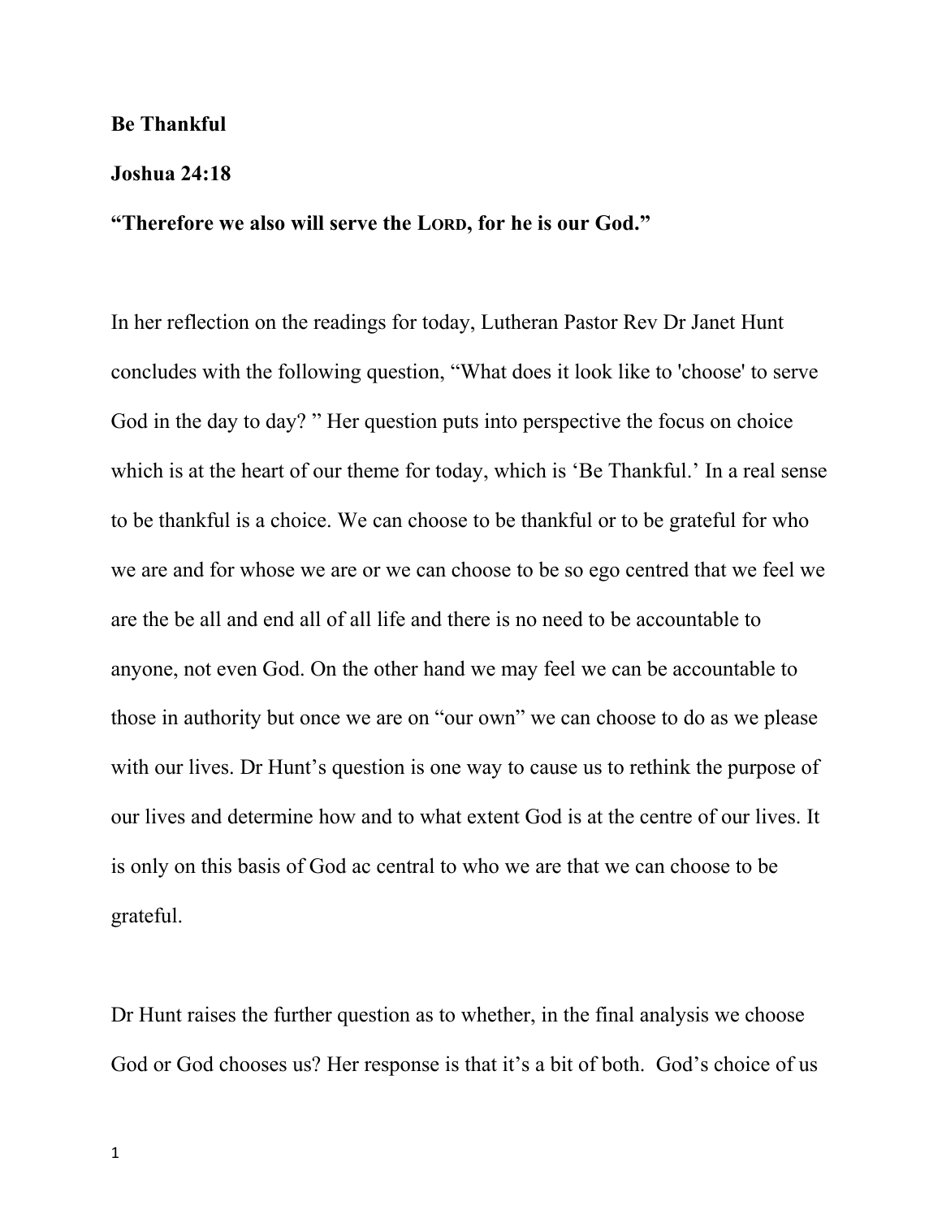**Be Thankful**

**Joshua 24:18**

**"Therefore we also will serve the LORD, for he is our God."**

In her reflection on the readings for today, Lutheran Pastor Rev Dr Janet Hunt concludes with the following question, "What does it look like to 'choose' to serve God in the day to day? " Her question puts into perspective the focus on choice which is at the heart of our theme for today, which is 'Be Thankful.' In a real sense to be thankful is a choice. We can choose to be thankful or to be grateful for who we are and for whose we are or we can choose to be so ego centred that we feel we are the be all and end all of all life and there is no need to be accountable to anyone, not even God. On the other hand we may feel we can be accountable to those in authority but once we are on "our own" we can choose to do as we please with our lives. Dr Hunt's question is one way to cause us to rethink the purpose of our lives and determine how and to what extent God is at the centre of our lives. It is only on this basis of God ac central to who we are that we can choose to be grateful.

Dr Hunt raises the further question as to whether, in the final analysis we choose God or God chooses us? Her response is that it's a bit of both. God's choice of us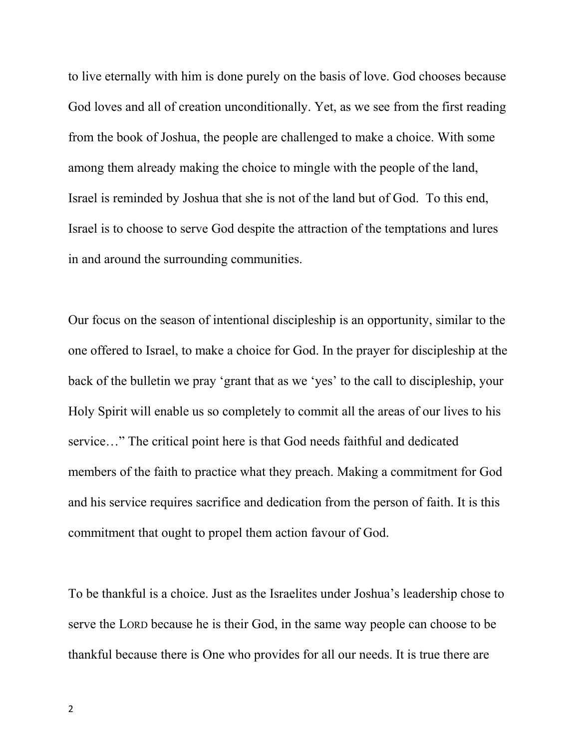to live eternally with him is done purely on the basis of love. God chooses because God loves and all of creation unconditionally. Yet, as we see from the first reading from the book of Joshua, the people are challenged to make a choice. With some among them already making the choice to mingle with the people of the land, Israel is reminded by Joshua that she is not of the land but of God.  To this end, Israel is to choose to serve God despite the attraction of the temptations and lures in and around the surrounding communities.

Our focus on the season of intentional discipleship is an opportunity, similar to the one offered to Israel, to make a choice for God. In the prayer for discipleship at the back of the bulletin we pray 'grant that as we 'yes' to the call to discipleship, your Holy Spirit will enable us so completely to commit all the areas of our lives to his service…" The critical point here is that God needs faithful and dedicated members of the faith to practice what they preach. Making a commitment for God and his service requires sacrifice and dedication from the person of faith. It is this commitment that ought to propel them action favour of God.

To be thankful is a choice. Just as the Israelites under Joshua's leadership chose to serve the LORD because he is their God, in the same way people can choose to be thankful because there is One who provides for all our needs. It is true there are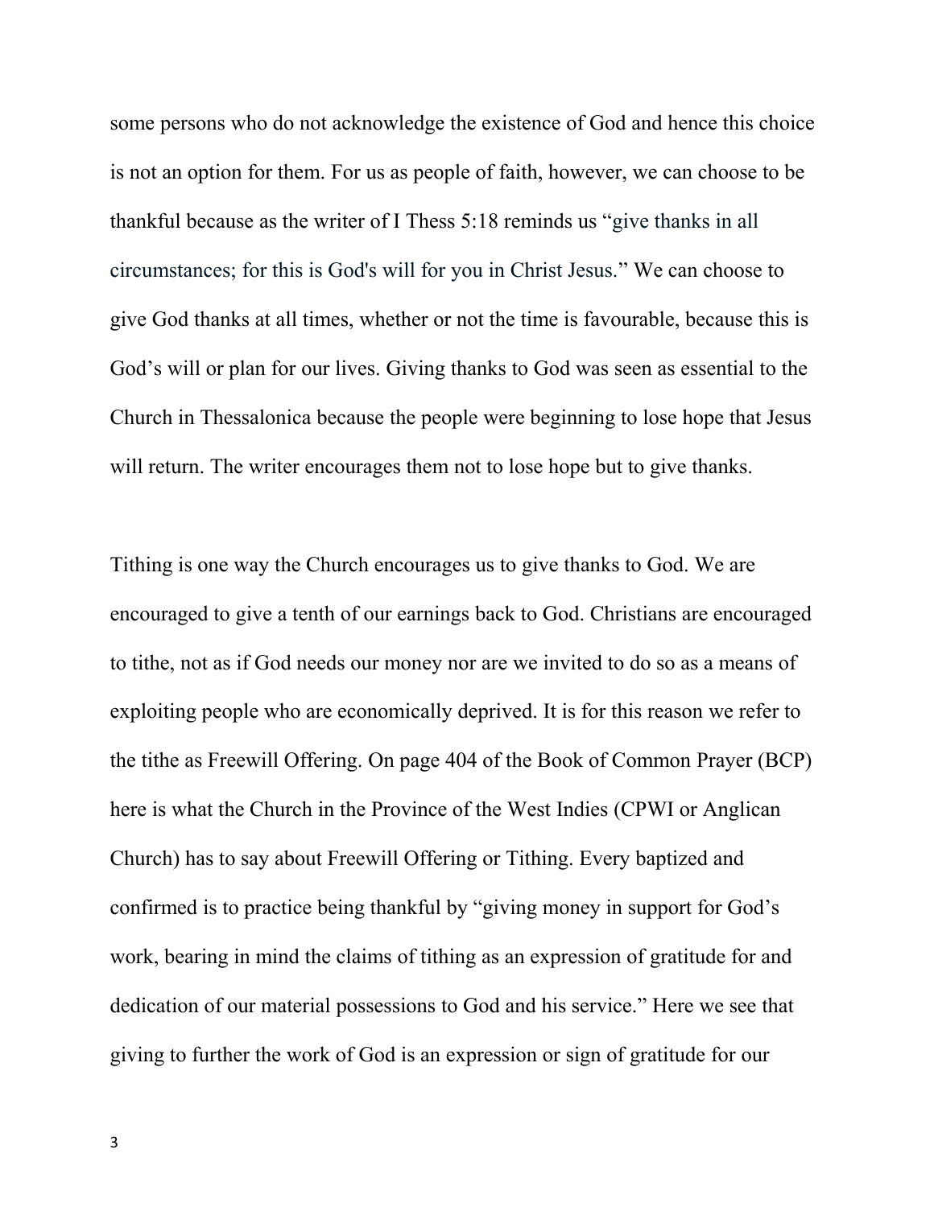some persons who do not acknowledge the existence of God and hence this choice is not an option for them. For us as people of faith, however, we can choose to be thankful because as the writer of I Thess 5:18 reminds us "give thanks in all circumstances; for this is God's will for you in Christ Jesus." We can choose to give God thanks at all times, whether or not the time is favourable, because this is God's will or plan for our lives. Giving thanks to God was seen as essential to the Church in Thessalonica because the people were beginning to lose hope that Jesus will return. The writer encourages them not to lose hope but to give thanks.

Tithing is one way the Church encourages us to give thanks to God. We are encouraged to give a tenth of our earnings back to God. Christians are encouraged to tithe, not as if God needs our money nor are we invited to do so as a means of exploiting people who are economically deprived. It is for this reason we refer to the tithe as Freewill Offering. On page 404 of the Book of Common Prayer (BCP) here is what the Church in the Province of the West Indies (CPWI or Anglican Church) has to say about Freewill Offering or Tithing. Every baptized and confirmed is to practice being thankful by "giving money in support for God's work, bearing in mind the claims of tithing as an expression of gratitude for and dedication of our material possessions to God and his service." Here we see that giving to further the work of God is an expression or sign of gratitude for our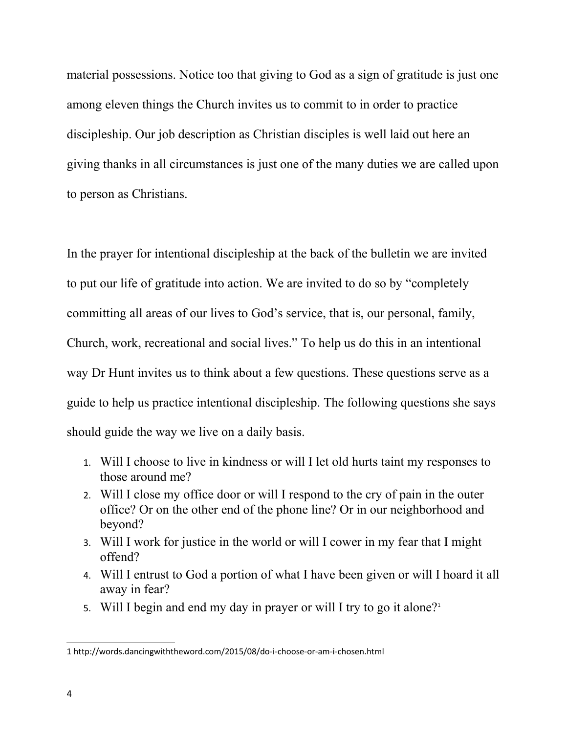material possessions. Notice too that giving to God as a sign of gratitude is just one among eleven things the Church invites us to commit to in order to practice discipleship. Our job description as Christian disciples is well laid out here an giving thanks in all circumstances is just one of the many duties we are called upon to person as Christians.

In the prayer for intentional discipleship at the back of the bulletin we are invited to put our life of gratitude into action. We are invited to do so by "completely committing all areas of our lives to God's service, that is, our personal, family, Church, work, recreational and social lives." To help us do this in an intentional way Dr Hunt invites us to think about a few questions. These questions serve as a guide to help us practice intentional discipleship. The following questions she says should guide the way we live on a daily basis.

1. Will I choose to live in kindness or will I let old hurts taint my responses to those around me?
2. Will I close my office door or will I respond to the cry of pain in the outer office? Or on the other end of the phone line? Or in our neighborhood and beyond?
3. Will I work for justice in the world or will I cower in my fear that I might offend?
4. Will I entrust to God a portion of what I have been given or will I hoard it all away in fear?
5. Will I begin and end my day in prayer or will I try to go it alone?[1]

---

1 http://words.dancingwiththeword.com/2015/08/do-i-choose-or-am-i-chosen.html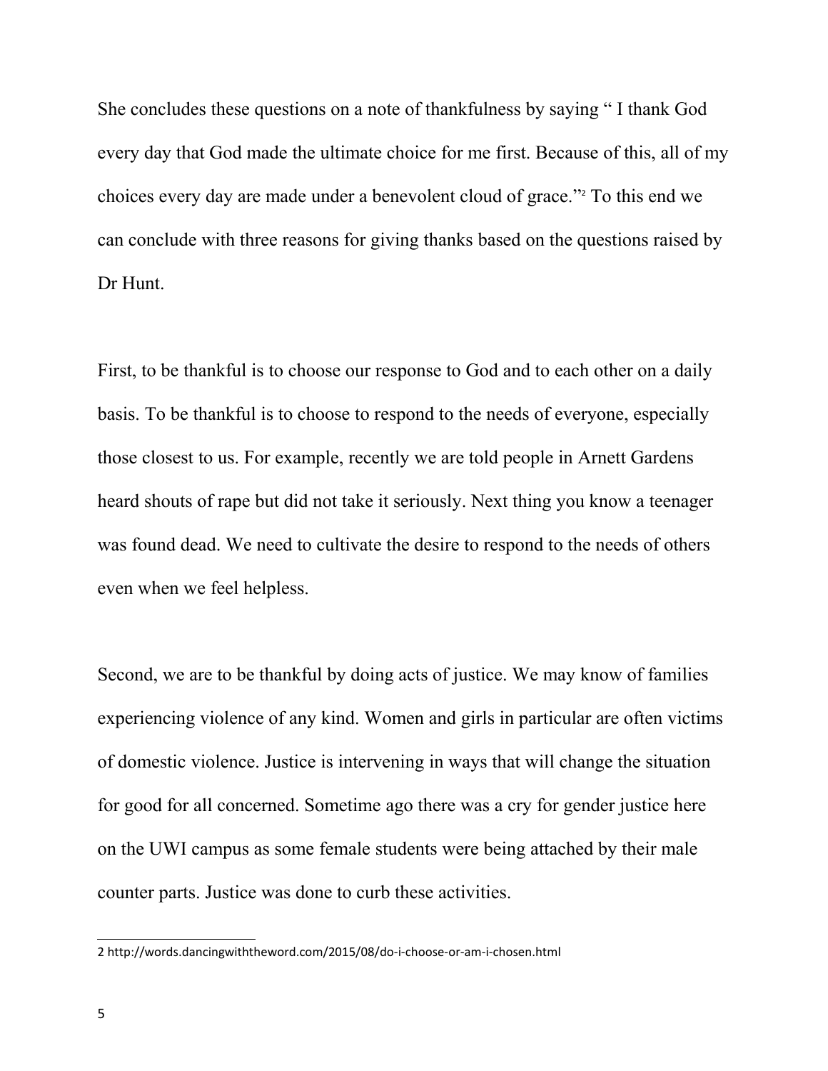She concludes these questions on a note of thankfulness by saying " I thank God every day that God made the ultimate choice for me first. Because of this, all of my choices every day are made under a benevolent cloud of grace."[2] To this end we can conclude with three reasons for giving thanks based on the questions raised by Dr Hunt.

First, to be thankful is to choose our response to God and to each other on a daily basis. To be thankful is to choose to respond to the needs of everyone, especially those closest to us. For example, recently we are told people in Arnett Gardens heard shouts of rape but did not take it seriously. Next thing you know a teenager was found dead. We need to cultivate the desire to respond to the needs of others even when we feel helpless.

Second, we are to be thankful by doing acts of justice. We may know of families experiencing violence of any kind. Women and girls in particular are often victims of domestic violence. Justice is intervening in ways that will change the situation for good for all concerned. Sometime ago there was a cry for gender justice here on the UWI campus as some female students were being attached by their male counter parts. Justice was done to curb these activities.

---

2 http://words.dancingwiththeword.com/2015/08/do-i-choose-or-am-i-chosen.html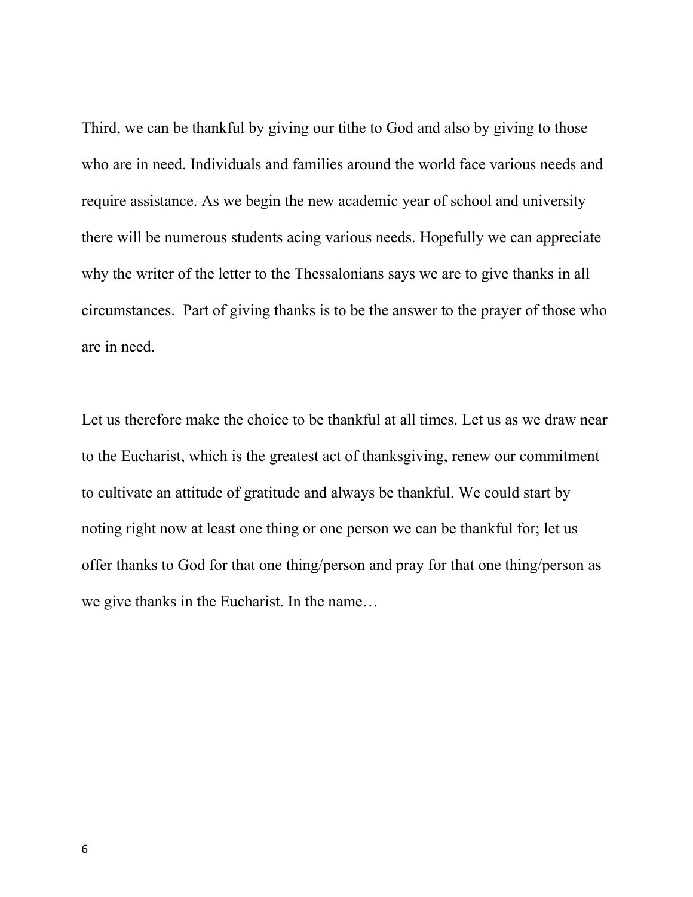Third, we can be thankful by giving our tithe to God and also by giving to those who are in need. Individuals and families around the world face various needs and require assistance. As we begin the new academic year of school and university there will be numerous students acing various needs. Hopefully we can appreciate why the writer of the letter to the Thessalonians says we are to give thanks in all circumstances.  Part of giving thanks is to be the answer to the prayer of those who are in need.

Let us therefore make the choice to be thankful at all times. Let us as we draw near to the Eucharist, which is the greatest act of thanksgiving, renew our commitment to cultivate an attitude of gratitude and always be thankful. We could start by noting right now at least one thing or one person we can be thankful for; let us offer thanks to God for that one thing/person and pray for that one thing/person as we give thanks in the Eucharist. In the name…